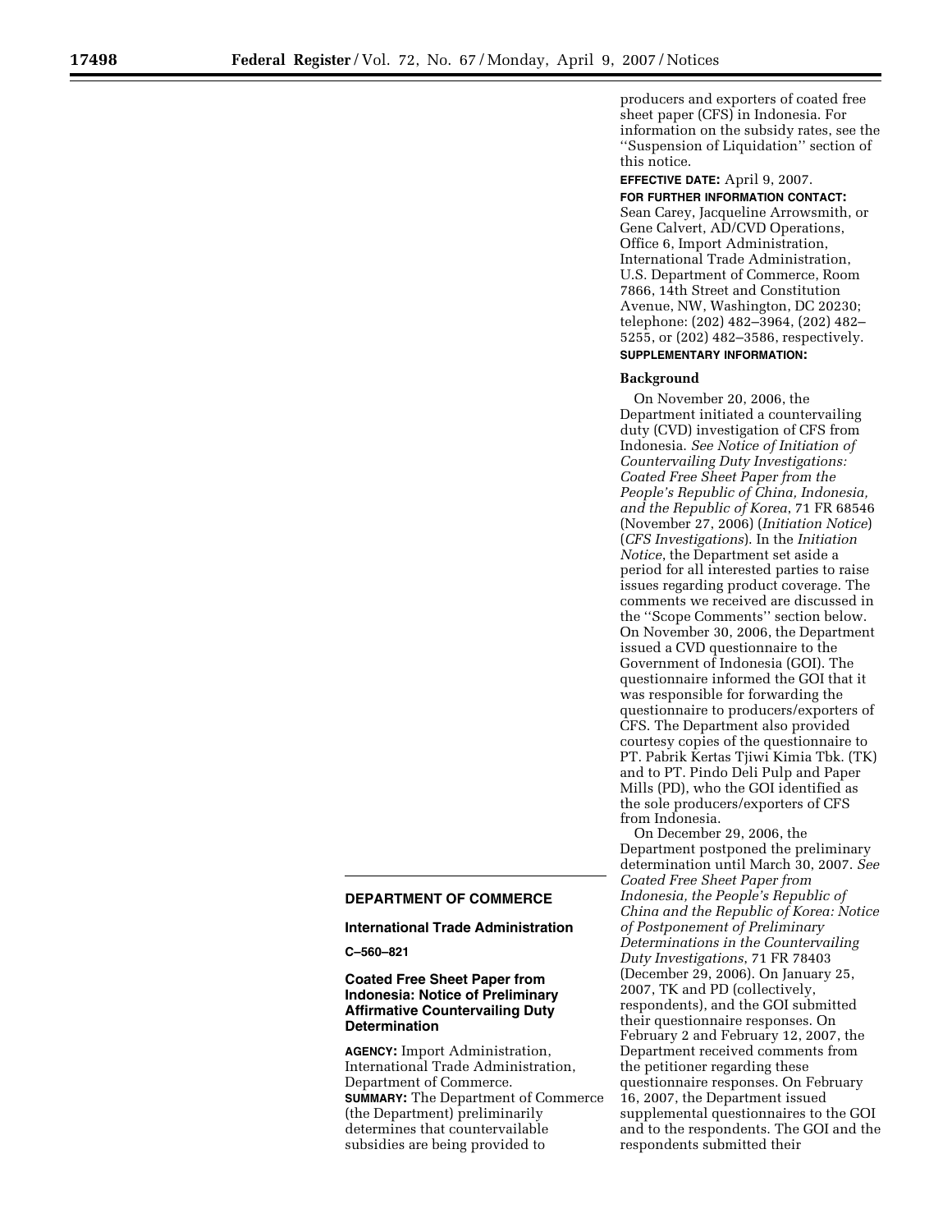## DEPARTMENT OF COMMERCE

### International Trade Administration

**C–560–821**

### Coated Free Sheet Paper from Indonesia: Notice of Preliminary Affirmative Countervailing Duty Determination

**AGENCY:** Import Administration, International Trade Administration, Department of Commerce.

**SUMMARY:** The Department of Commerce (the Department) preliminarily determines that countervailable subsidies are being provided to producers and exporters of coated free sheet paper (CFS) in Indonesia. For information on the subsidy rates, see the ''Suspension of Liquidation'' section of this notice.

**EFFECTIVE DATE:** April 9, 2007.

**FOR FURTHER INFORMATION CONTACT:** Sean Carey, Jacqueline Arrowsmith, or Gene Calvert, AD/CVD Operations, Office 6, Import Administration, International Trade Administration, U.S. Department of Commerce, Room 7866, 14th Street and Constitution Avenue, NW, Washington, DC 20230; telephone: (202) 482–3964, (202) 482–5255, or (202) 482–3586, respectively.

**SUPPLEMENTARY INFORMATION:**

### Background

On November 20, 2006, the Department initiated a countervailing duty (CVD) investigation of CFS from Indonesia. *See Notice of Initiation of Countervailing Duty Investigations: Coated Free Sheet Paper from the People's Republic of China, Indonesia, and the Republic of Korea*, 71 FR 68546 (November 27, 2006) (*Initiation Notice*) (*CFS Investigations*). In the *Initiation Notice*, the Department set aside a period for all interested parties to raise issues regarding product coverage. The comments we received are discussed in the ''Scope Comments'' section below. On November 30, 2006, the Department issued a CVD questionnaire to the Government of Indonesia (GOI). The questionnaire informed the GOI that it was responsible for forwarding the questionnaire to producers/exporters of CFS. The Department also provided courtesy copies of the questionnaire to PT. Pabrik Kertas Tjiwi Kimia Tbk. (TK) and to PT. Pindo Deli Pulp and Paper Mills (PD), who the GOI identified as the sole producers/exporters of CFS from Indonesia.

On December 29, 2006, the Department postponed the preliminary determination until March 30, 2007. *See Coated Free Sheet Paper from Indonesia, the People's Republic of China and the Republic of Korea: Notice of Postponement of Preliminary Determinations in the Countervailing Duty Investigations*, 71 FR 78403 (December 29, 2006). On January 25, 2007, TK and PD (collectively, respondents), and the GOI submitted their questionnaire responses. On February 2 and February 12, 2007, the Department received comments from the petitioner regarding these questionnaire responses. On February 16, 2007, the Department issued supplemental questionnaires to the GOI and to the respondents. The GOI and the respondents submitted their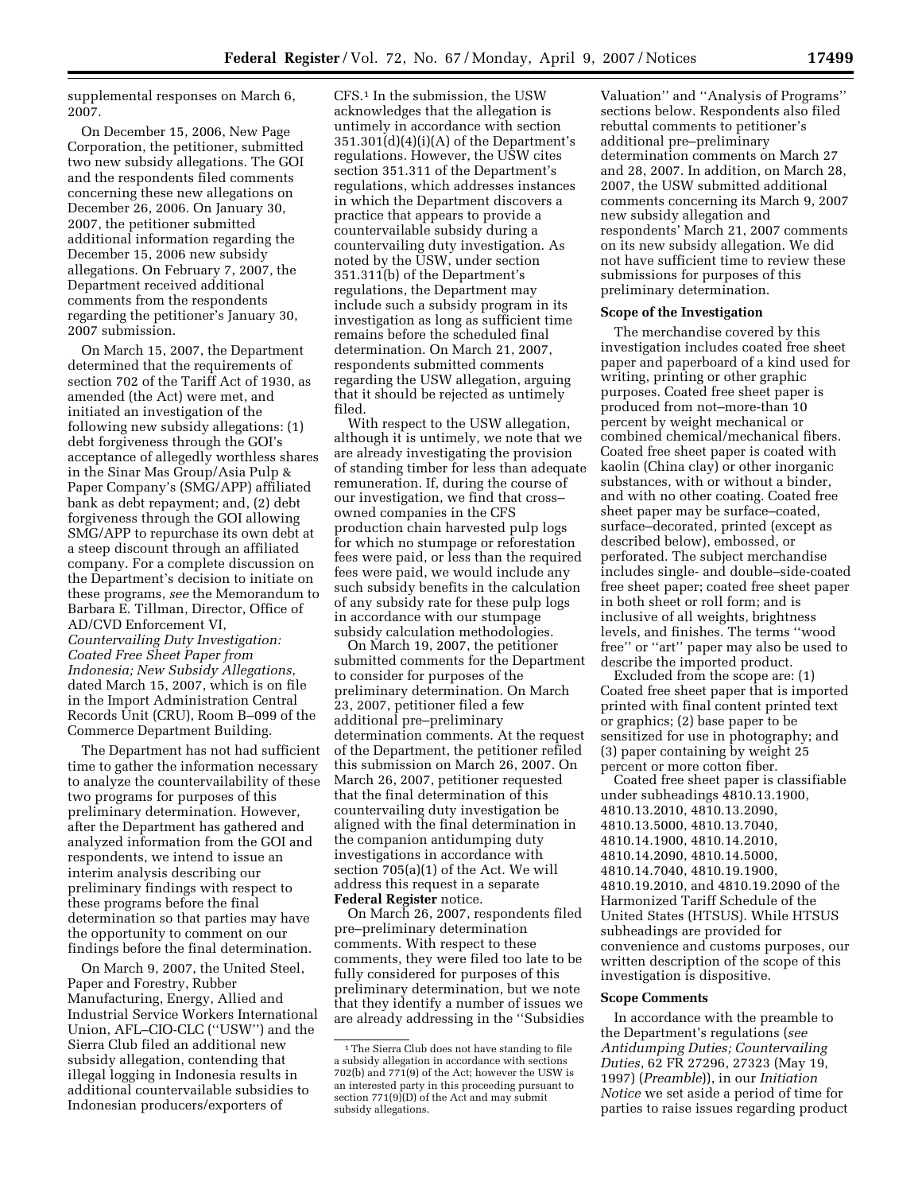supplemental responses on March 6, 2007.

On December 15, 2006, New Page Corporation, the petitioner, submitted two new subsidy allegations. The GOI and the respondents filed comments concerning these new allegations on December 26, 2006. On January 30, 2007, the petitioner submitted additional information regarding the December 15, 2006 new subsidy allegations. On February 7, 2007, the Department received additional comments from the respondents regarding the petitioner's January 30, 2007 submission.

On March 15, 2007, the Department determined that the requirements of section 702 of the Tariff Act of 1930, as amended (the Act) were met, and initiated an investigation of the following new subsidy allegations: (1) debt forgiveness through the GOI's acceptance of allegedly worthless shares in the Sinar Mas Group/Asia Pulp & Paper Company's (SMG/APP) affiliated bank as debt repayment; and, (2) debt forgiveness through the GOI allowing SMG/APP to repurchase its own debt at a steep discount through an affiliated company. For a complete discussion on the Department's decision to initiate on these programs, *see* the Memorandum to Barbara E. Tillman, Director, Office of AD/CVD Enforcement VI, *Countervailing Duty Investigation: Coated Free Sheet Paper from Indonesia; New Subsidy Allegations*, dated March 15, 2007, which is on file in the Import Administration Central Records Unit (CRU), Room B–099 of the Commerce Department Building.

The Department has not had sufficient time to gather the information necessary to analyze the countervailability of these two programs for purposes of this preliminary determination. However, after the Department has gathered and analyzed information from the GOI and respondents, we intend to issue an interim analysis describing our preliminary findings with respect to these programs before the final determination so that parties may have the opportunity to comment on our findings before the final determination.

On March 9, 2007, the United Steel, Paper and Forestry, Rubber Manufacturing, Energy, Allied and Industrial Service Workers International Union, AFL–CIO-CLC (''USW'') and the Sierra Club filed an additional new subsidy allegation, contending that illegal logging in Indonesia results in additional countervailable subsidies to Indonesian producers/exporters of CFS.[1] In the submission, the USW acknowledges that the allegation is untimely in accordance with section 351.301(d)(4)(i)(A) of the Department's regulations. However, the USW cites section 351.311 of the Department's regulations, which addresses instances in which the Department discovers a practice that appears to provide a countervailable subsidy during a countervailing duty investigation. As noted by the USW, under section 351.311(b) of the Department's regulations, the Department may include such a subsidy program in its investigation as long as sufficient time remains before the scheduled final determination. On March 21, 2007, respondents submitted comments regarding the USW allegation, arguing that it should be rejected as untimely filed.

With respect to the USW allegation, although it is untimely, we note that we are already investigating the provision of standing timber for less than adequate remuneration. If, during the course of our investigation, we find that cross–owned companies in the CFS production chain harvested pulp logs for which no stumpage or reforestation fees were paid, or less than the required fees were paid, we would include any such subsidy benefits in the calculation of any subsidy rate for these pulp logs in accordance with our stumpage subsidy calculation methodologies.

On March 19, 2007, the petitioner submitted comments for the Department to consider for purposes of the preliminary determination. On March 23, 2007, petitioner filed a few additional pre–preliminary determination comments. At the request of the Department, the petitioner refiled this submission on March 26, 2007. On March 26, 2007, petitioner requested that the final determination of this countervailing duty investigation be aligned with the final determination in the companion antidumping duty investigations in accordance with section 705(a)(1) of the Act. We will address this request in a separate **Federal Register** notice.

On March 26, 2007, respondents filed pre–preliminary determination comments. With respect to these comments, they were filed too late to be fully considered for purposes of this preliminary determination, but we note that they identify a number of issues we are already addressing in the ''Subsidies Valuation'' and ''Analysis of Programs'' sections below. Respondents also filed rebuttal comments to petitioner's additional pre–preliminary determination comments on March 27 and 28, 2007. In addition, on March 28, 2007, the USW submitted additional comments concerning its March 9, 2007 new subsidy allegation and respondents' March 21, 2007 comments on its new subsidy allegation. We did not have sufficient time to review these submissions for purposes of this preliminary determination.

**Scope of the Investigation**

The merchandise covered by this investigation includes coated free sheet paper and paperboard of a kind used for writing, printing or other graphic purposes. Coated free sheet paper is produced from not–more-than 10 percent by weight mechanical or combined chemical/mechanical fibers. Coated free sheet paper is coated with kaolin (China clay) or other inorganic substances, with or without a binder, and with no other coating. Coated free sheet paper may be surface–coated, surface–decorated, printed (except as described below), embossed, or perforated. The subject merchandise includes single- and double–side-coated free sheet paper; coated free sheet paper in both sheet or roll form; and is inclusive of all weights, brightness levels, and finishes. The terms ''wood free'' or ''art'' paper may also be used to describe the imported product.

Excluded from the scope are: (1) Coated free sheet paper that is imported printed with final content printed text or graphics; (2) base paper to be sensitized for use in photography; and (3) paper containing by weight 25 percent or more cotton fiber.

Coated free sheet paper is classifiable under subheadings 4810.13.1900, 4810.13.2010, 4810.13.2090, 4810.13.5000, 4810.13.7040, 4810.14.1900, 4810.14.2010, 4810.14.2090, 4810.14.5000, 4810.14.7040, 4810.19.1900, 4810.19.2010, and 4810.19.2090 of the Harmonized Tariff Schedule of the United States (HTSUS). While HTSUS subheadings are provided for convenience and customs purposes, our written description of the scope of this investigation is dispositive.

**Scope Comments**

In accordance with the preamble to the Department's regulations (*see Antidumping Duties; Countervailing Duties*, 62 FR 27296, 27323 (May 19, 1997) (*Preamble*)), in our *Initiation Notice* we set aside a period of time for parties to raise issues regarding product

[1] The Sierra Club does not have standing to file a subsidy allegation in accordance with sections 702(b) and 771(9) of the Act; however the USW is an interested party in this proceeding pursuant to section 771(9)(D) of the Act and may submit subsidy allegations.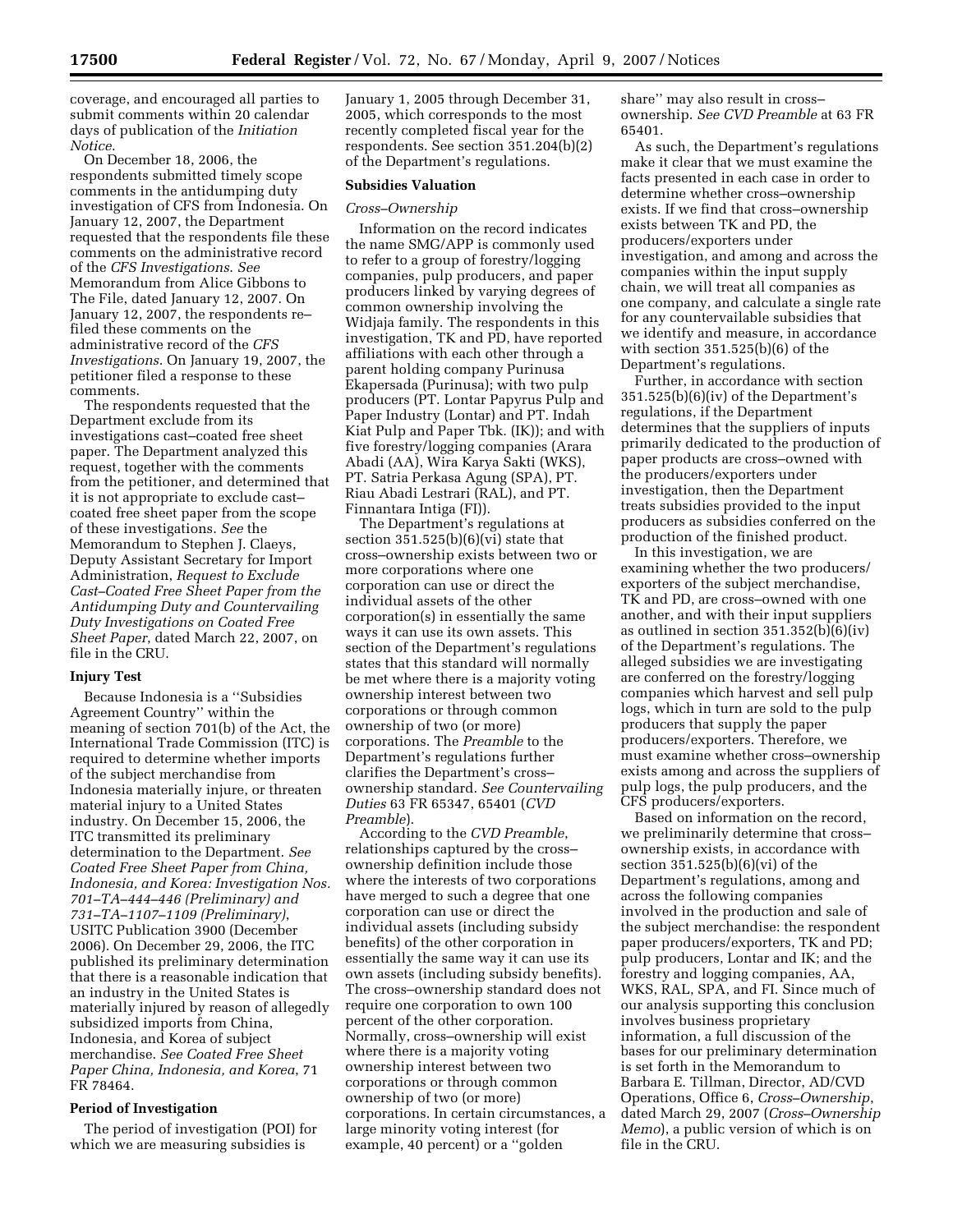coverage, and encouraged all parties to submit comments within 20 calendar days of publication of the *Initiation Notice*.

On December 18, 2006, the respondents submitted timely scope comments in the antidumping duty investigation of CFS from Indonesia. On January 12, 2007, the Department requested that the respondents file these comments on the administrative record of the *CFS Investigations*. *See* Memorandum from Alice Gibbons to The File, dated January 12, 2007. On January 12, 2007, the respondents re–filed these comments on the administrative record of the *CFS Investigations*. On January 19, 2007, the petitioner filed a response to these comments.

The respondents requested that the Department exclude from its investigations cast–coated free sheet paper. The Department analyzed this request, together with the comments from the petitioner, and determined that it is not appropriate to exclude cast–coated free sheet paper from the scope of these investigations. *See* the Memorandum to Stephen J. Claeys, Deputy Assistant Secretary for Import Administration, *Request to Exclude Cast–Coated Free Sheet Paper from the Antidumping Duty and Countervailing Duty Investigations on Coated Free Sheet Paper*, dated March 22, 2007, on file in the CRU.

**Injury Test**

Because Indonesia is a ''Subsidies Agreement Country'' within the meaning of section 701(b) of the Act, the International Trade Commission (ITC) is required to determine whether imports of the subject merchandise from Indonesia materially injure, or threaten material injury to a United States industry. On December 15, 2006, the ITC transmitted its preliminary determination to the Department. *See Coated Free Sheet Paper from China, Indonesia, and Korea: Investigation Nos. 701–TA–444–446 (Preliminary) and 731–TA–1107–1109 (Preliminary)*, USITC Publication 3900 (December 2006). On December 29, 2006, the ITC published its preliminary determination that there is a reasonable indication that an industry in the United States is materially injured by reason of allegedly subsidized imports from China, Indonesia, and Korea of subject merchandise. *See Coated Free Sheet Paper China, Indonesia, and Korea*, 71 FR 78464.

**Period of Investigation**

The period of investigation (POI) for which we are measuring subsidies is January 1, 2005 through December 31, 2005, which corresponds to the most recently completed fiscal year for the respondents. See section 351.204(b)(2) of the Department's regulations.

**Subsidies Valuation**

*Cross–Ownership*

Information on the record indicates the name SMG/APP is commonly used to refer to a group of forestry/logging companies, pulp producers, and paper producers linked by varying degrees of common ownership involving the Widjaja family. The respondents in this investigation, TK and PD, have reported affiliations with each other through a parent holding company Purinusa Ekapersada (Purinusa); with two pulp producers (PT. Lontar Papyrus Pulp and Paper Industry (Lontar) and PT. Indah Kiat Pulp and Paper Tbk. (IK)); and with five forestry/logging companies (Arara Abadi (AA), Wira Karya Sakti (WKS), PT. Satria Perkasa Agung (SPA), PT. Riau Abadi Lestrari (RAL), and PT. Finnantara Intiga (FI)).

The Department's regulations at section 351.525(b)(6)(vi) state that cross–ownership exists between two or more corporations where one corporation can use or direct the individual assets of the other corporation(s) in essentially the same ways it can use its own assets. This section of the Department's regulations states that this standard will normally be met where there is a majority voting ownership interest between two corporations or through common ownership of two (or more) corporations. The *Preamble* to the Department's regulations further clarifies the Department's cross–ownership standard. *See Countervailing Duties* 63 FR 65347, 65401 (*CVD Preamble*).

According to the *CVD Preamble*, relationships captured by the cross–ownership definition include those where the interests of two corporations have merged to such a degree that one corporation can use or direct the individual assets (including subsidy benefits) of the other corporation in essentially the same way it can use its own assets (including subsidy benefits). The cross–ownership standard does not require one corporation to own 100 percent of the other corporation. Normally, cross–ownership will exist where there is a majority voting ownership interest between two corporations or through common ownership of two (or more) corporations. In certain circumstances, a large minority voting interest (for example, 40 percent) or a ''golden share'' may also result in cross–ownership. *See CVD Preamble* at 63 FR 65401.

As such, the Department's regulations make it clear that we must examine the facts presented in each case in order to determine whether cross–ownership exists. If we find that cross–ownership exists between TK and PD, the producers/exporters under investigation, and among and across the companies within the input supply chain, we will treat all companies as one company, and calculate a single rate for any countervailable subsidies that we identify and measure, in accordance with section 351.525(b)(6) of the Department's regulations.

Further, in accordance with section 351.525(b)(6)(iv) of the Department's regulations, if the Department determines that the suppliers of inputs primarily dedicated to the production of paper products are cross–owned with the producers/exporters under investigation, then the Department treats subsidies provided to the input producers as subsidies conferred on the production of the finished product.

In this investigation, we are examining whether the two producers/exporters of the subject merchandise, TK and PD, are cross–owned with one another, and with their input suppliers as outlined in section 351.352(b)(6)(iv) of the Department's regulations. The alleged subsidies we are investigating are conferred on the forestry/logging companies which harvest and sell pulp logs, which in turn are sold to the pulp producers that supply the paper producers/exporters. Therefore, we must examine whether cross–ownership exists among and across the suppliers of pulp logs, the pulp producers, and the CFS producers/exporters.

Based on information on the record, we preliminarily determine that cross–ownership exists, in accordance with section 351.525(b)(6)(vi) of the Department's regulations, among and across the following companies involved in the production and sale of the subject merchandise: the respondent paper producers/exporters, TK and PD; pulp producers, Lontar and IK; and the forestry and logging companies, AA, WKS, RAL, SPA, and FI. Since much of our analysis supporting this conclusion involves business proprietary information, a full discussion of the bases for our preliminary determination is set forth in the Memorandum to Barbara E. Tillman, Director, AD/CVD Operations, Office 6, *Cross–Ownership*, dated March 29, 2007 (*Cross–Ownership Memo*), a public version of which is on file in the CRU.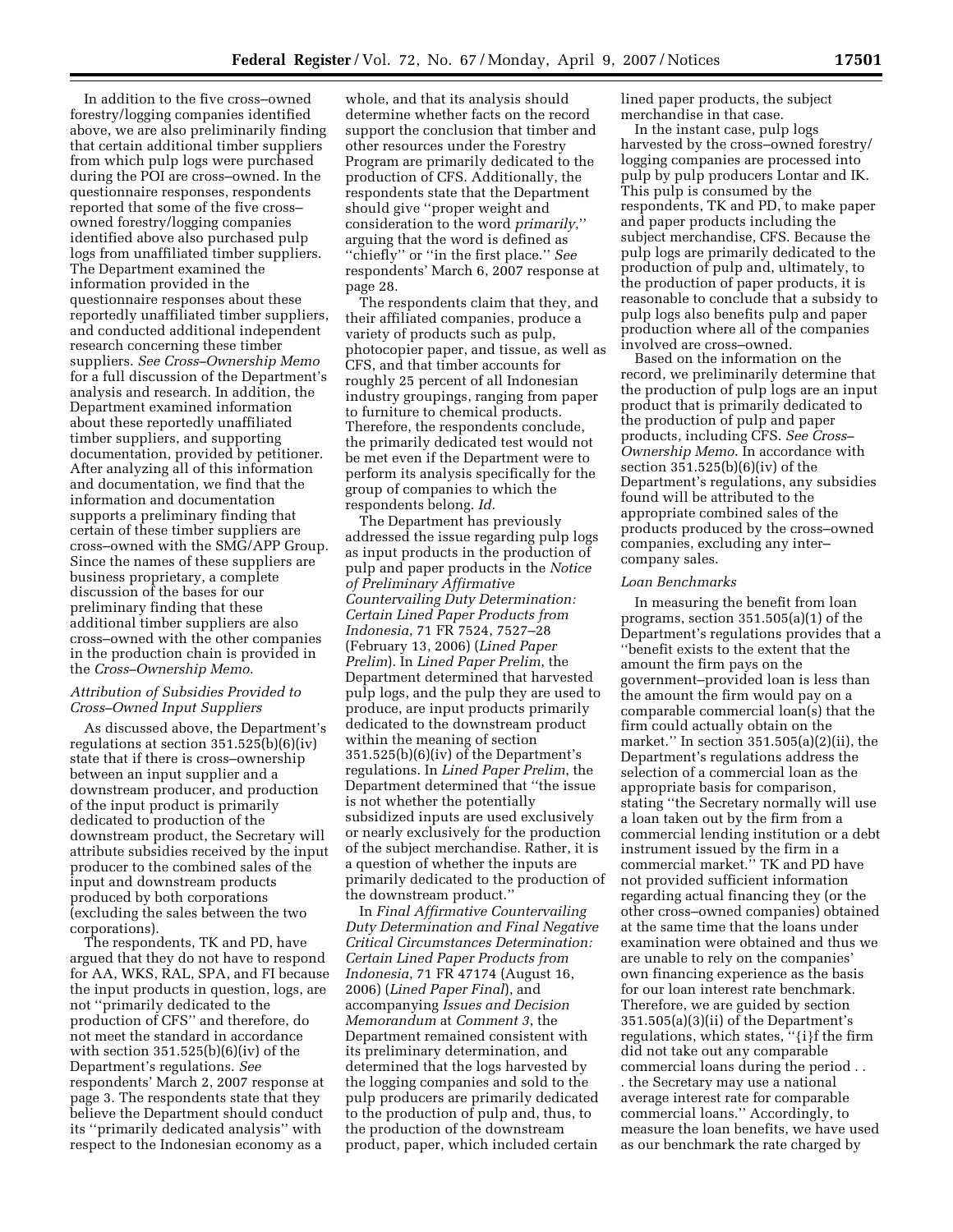In addition to the five cross–owned forestry/logging companies identified above, we are also preliminarily finding that certain additional timber suppliers from which pulp logs were purchased during the POI are cross–owned. In the questionnaire responses, respondents reported that some of the five cross–owned forestry/logging companies identified above also purchased pulp logs from unaffiliated timber suppliers. The Department examined the information provided in the questionnaire responses about these reportedly unaffiliated timber suppliers, and conducted additional independent research concerning these timber suppliers. *See Cross–Ownership Memo* for a full discussion of the Department's analysis and research. In addition, the Department examined information about these reportedly unaffiliated timber suppliers, and supporting documentation, provided by petitioner. After analyzing all of this information and documentation, we find that the information and documentation supports a preliminary finding that certain of these timber suppliers are cross–owned with the SMG/APP Group. Since the names of these suppliers are business proprietary, a complete discussion of the bases for our preliminary finding that these additional timber suppliers are also cross–owned with the other companies in the production chain is provided in the *Cross–Ownership Memo*.

### *Attribution of Subsidies Provided to Cross–Owned Input Suppliers*

As discussed above, the Department's regulations at section 351.525(b)(6)(iv) state that if there is cross–ownership between an input supplier and a downstream producer, and production of the input product is primarily dedicated to production of the downstream product, the Secretary will attribute subsidies received by the input producer to the combined sales of the input and downstream products produced by both corporations (excluding the sales between the two corporations).

The respondents, TK and PD, have argued that they do not have to respond for AA, WKS, RAL, SPA, and FI because the input products in question, logs, are not ''primarily dedicated to the production of CFS'' and therefore, do not meet the standard in accordance with section 351.525(b)(6)(iv) of the Department's regulations. *See* respondents' March 2, 2007 response at page 3. The respondents state that they believe the Department should conduct its ''primarily dedicated analysis'' with respect to the Indonesian economy as a whole, and that its analysis should determine whether facts on the record support the conclusion that timber and other resources under the Forestry Program are primarily dedicated to the production of CFS. Additionally, the respondents state that the Department should give ''proper weight and consideration to the word *primarily*,'' arguing that the word is defined as ''chiefly'' or ''in the first place.'' *See* respondents' March 6, 2007 response at page 28.

The respondents claim that they, and their affiliated companies, produce a variety of products such as pulp, photocopier paper, and tissue, as well as CFS, and that timber accounts for roughly 25 percent of all Indonesian industry groupings, ranging from paper to furniture to chemical products. Therefore, the respondents conclude, the primarily dedicated test would not be met even if the Department were to perform its analysis specifically for the group of companies to which the respondents belong. *Id.*

The Department has previously addressed the issue regarding pulp logs as input products in the production of pulp and paper products in the *Notice of Preliminary Affirmative Countervailing Duty Determination: Certain Lined Paper Products from Indonesia*, 71 FR 7524, 7527–28 (February 13, 2006) (*Lined Paper Prelim*). In *Lined Paper Prelim*, the Department determined that harvested pulp logs, and the pulp they are used to produce, are input products primarily dedicated to the downstream product within the meaning of section 351.525(b)(6)(iv) of the Department's regulations. In *Lined Paper Prelim*, the Department determined that ''the issue is not whether the potentially subsidized inputs are used exclusively or nearly exclusively for the production of the subject merchandise. Rather, it is a question of whether the inputs are primarily dedicated to the production of the downstream product.''

In *Final Affirmative Countervailing Duty Determination and Final Negative Critical Circumstances Determination: Certain Lined Paper Products from Indonesia*, 71 FR 47174 (August 16, 2006) (*Lined Paper Final*), and accompanying *Issues and Decision Memorandum* at *Comment 3*, the Department remained consistent with its preliminary determination, and determined that the logs harvested by the logging companies and sold to the pulp producers are primarily dedicated to the production of pulp and, thus, to the production of the downstream product, paper, which included certain lined paper products, the subject merchandise in that case.

In the instant case, pulp logs harvested by the cross–owned forestry/logging companies are processed into pulp by pulp producers Lontar and IK. This pulp is consumed by the respondents, TK and PD, to make paper and paper products including the subject merchandise, CFS. Because the pulp logs are primarily dedicated to the production of pulp and, ultimately, to the production of paper products, it is reasonable to conclude that a subsidy to pulp logs also benefits pulp and paper production where all of the companies involved are cross–owned.

Based on the information on the record, we preliminarily determine that the production of pulp logs are an input product that is primarily dedicated to the production of pulp and paper products, including CFS. *See Cross–Ownership Memo*. In accordance with section 351.525(b)(6)(iv) of the Department's regulations, any subsidies found will be attributed to the appropriate combined sales of the products produced by the cross–owned companies, excluding any inter–company sales.

### *Loan Benchmarks*

In measuring the benefit from loan programs, section 351.505(a)(1) of the Department's regulations provides that a ''benefit exists to the extent that the amount the firm pays on the government–provided loan is less than the amount the firm would pay on a comparable commercial loan(s) that the firm could actually obtain on the market.'' In section 351.505(a)(2)(ii), the Department's regulations address the selection of a commercial loan as the appropriate basis for comparison, stating ''the Secretary normally will use a loan taken out by the firm from a commercial lending institution or a debt instrument issued by the firm in a commercial market.'' TK and PD have not provided sufficient information regarding actual financing they (or the other cross–owned companies) obtained at the same time that the loans under examination were obtained and thus we are unable to rely on the companies' own financing experience as the basis for our loan interest rate benchmark. Therefore, we are guided by section 351.505(a)(3)(ii) of the Department's regulations, which states, ''{i}f the firm did not take out any comparable commercial loans during the period . . . the Secretary may use a national average interest rate for comparable commercial loans.'' Accordingly, to measure the loan benefits, we have used as our benchmark the rate charged by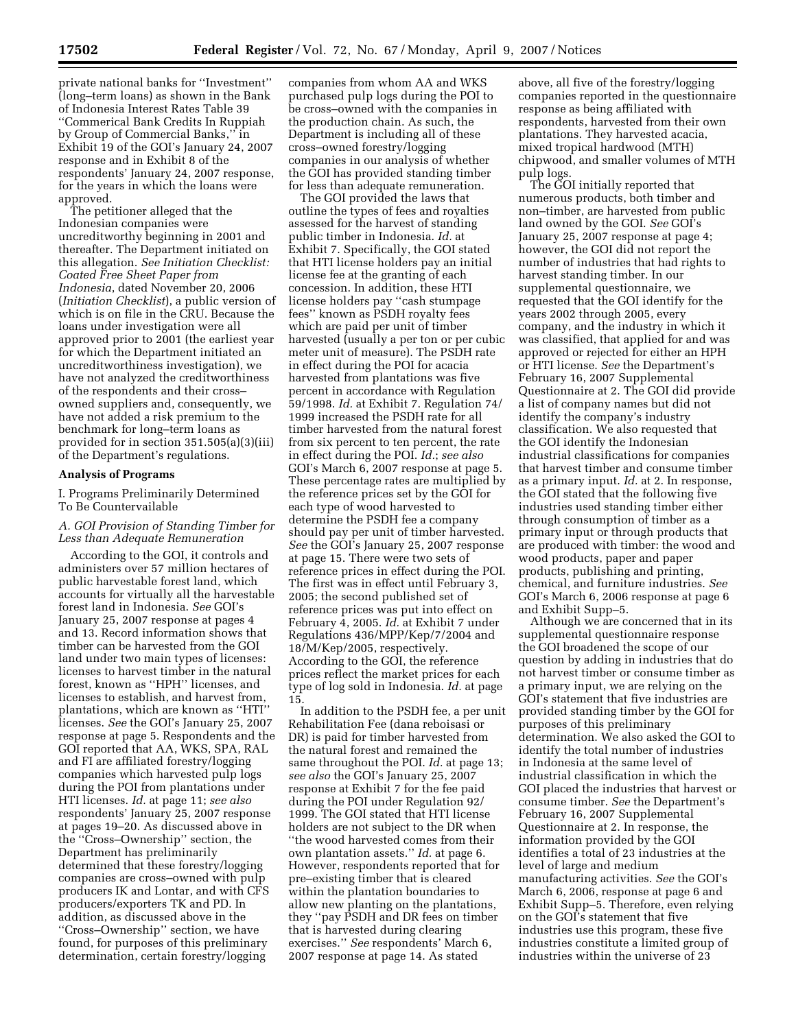private national banks for ''Investment'' (long–term loans) as shown in the Bank of Indonesia Interest Rates Table 39 ''Commerical Bank Credits In Ruppiah by Group of Commercial Banks,'' in Exhibit 19 of the GOI's January 24, 2007 response and in Exhibit 8 of the respondents' January 24, 2007 response, for the years in which the loans were approved.

The petitioner alleged that the Indonesian companies were uncreditworthy beginning in 2001 and thereafter. The Department initiated on this allegation. *See Initiation Checklist: Coated Free Sheet Paper from Indonesia*, dated November 20, 2006 (*Initiation Checklist*), a public version of which is on file in the CRU. Because the loans under investigation were all approved prior to 2001 (the earliest year for which the Department initiated an uncreditworthiness investigation), we have not analyzed the creditworthiness of the respondents and their cross–owned suppliers and, consequently, we have not added a risk premium to the benchmark for long–term loans as provided for in section 351.505(a)(3)(iii) of the Department's regulations.

**Analysis of Programs**

I. Programs Preliminarily Determined To Be Countervailable

*A. GOI Provision of Standing Timber for Less than Adequate Remuneration*

According to the GOI, it controls and administers over 57 million hectares of public harvestable forest land, which accounts for virtually all the harvestable forest land in Indonesia. *See* GOI's January 25, 2007 response at pages 4 and 13. Record information shows that timber can be harvested from the GOI land under two main types of licenses: licenses to harvest timber in the natural forest, known as ''HPH'' licenses, and licenses to establish, and harvest from, plantations, which are known as ''HTI'' licenses. *See* the GOI's January 25, 2007 response at page 5. Respondents and the GOI reported that AA, WKS, SPA, RAL and FI are affiliated forestry/logging companies which harvested pulp logs during the POI from plantations under HTI licenses. *Id.* at page 11; *see also* respondents' January 25, 2007 response at pages 19–20. As discussed above in the ''Cross–Ownership'' section, the Department has preliminarily determined that these forestry/logging companies are cross–owned with pulp producers IK and Lontar, and with CFS producers/exporters TK and PD. In addition, as discussed above in the ''Cross–Ownership'' section, we have found, for purposes of this preliminary determination, certain forestry/logging companies from whom AA and WKS purchased pulp logs during the POI to be cross–owned with the companies in the production chain. As such, the Department is including all of these cross–owned forestry/logging companies in our analysis of whether the GOI has provided standing timber for less than adequate remuneration.

The GOI provided the laws that outline the types of fees and royalties assessed for the harvest of standing public timber in Indonesia. *Id.* at Exhibit 7. Specifically, the GOI stated that HTI license holders pay an initial license fee at the granting of each concession. In addition, these HTI license holders pay ''cash stumpage fees'' known as PSDH royalty fees which are paid per unit of timber harvested (usually a per ton or per cubic meter unit of measure). The PSDH rate in effect during the POI for acacia harvested from plantations was five percent in accordance with Regulation 59/1998. *Id.* at Exhibit 7. Regulation 74/1999 increased the PSDH rate for all timber harvested from the natural forest from six percent to ten percent, the rate in effect during the POI. *Id.*; *see also* GOI's March 6, 2007 response at page 5. These percentage rates are multiplied by the reference prices set by the GOI for each type of wood harvested to determine the PSDH fee a company should pay per unit of timber harvested. *See* the GOI's January 25, 2007 response at page 15. There were two sets of reference prices in effect during the POI. The first was in effect until February 3, 2005; the second published set of reference prices was put into effect on February 4, 2005. *Id.* at Exhibit 7 under Regulations 436/MPP/Kep/7/2004 and 18/M/Kep/2005, respectively. According to the GOI, the reference prices reflect the market prices for each type of log sold in Indonesia. *Id.* at page 15.

In addition to the PSDH fee, a per unit Rehabilitation Fee (dana reboisasi or DR) is paid for timber harvested from the natural forest and remained the same throughout the POI. *Id.* at page 13; *see also* the GOI's January 25, 2007 response at Exhibit 7 for the fee paid during the POI under Regulation 92/1999. The GOI stated that HTI license holders are not subject to the DR when ''the wood harvested comes from their own plantation assets.'' *Id.* at page 6. However, respondents reported that for pre–existing timber that is cleared within the plantation boundaries to allow new planting on the plantations, they ''pay PSDH and DR fees on timber that is harvested during clearing exercises.'' *See* respondents' March 6, 2007 response at page 14. As stated above, all five of the forestry/logging companies reported in the questionnaire response as being affiliated with respondents, harvested from their own plantations. They harvested acacia, mixed tropical hardwood (MTH) chipwood, and smaller volumes of MTH pulp logs.

The GOI initially reported that numerous products, both timber and non–timber, are harvested from public land owned by the GOI. *See* GOI's January 25, 2007 response at page 4; however, the GOI did not report the number of industries that had rights to harvest standing timber. In our supplemental questionnaire, we requested that the GOI identify for the years 2002 through 2005, every company, and the industry in which it was classified, that applied for and was approved or rejected for either an HPH or HTI license. *See* the Department's February 16, 2007 Supplemental Questionnaire at 2. The GOI did provide a list of company names but did not identify the company's industry classification. We also requested that the GOI identify the Indonesian industrial classifications for companies that harvest timber and consume timber as a primary input. *Id.* at 2. In response, the GOI stated that the following five industries used standing timber either through consumption of timber as a primary input or through products that are produced with timber: the wood and wood products, paper and paper products, publishing and printing, chemical, and furniture industries. *See* GOI's March 6, 2006 response at page 6 and Exhibit Supp–5.

Although we are concerned that in its supplemental questionnaire response the GOI broadened the scope of our question by adding in industries that do not harvest timber or consume timber as a primary input, we are relying on the GOI's statement that five industries are provided standing timber by the GOI for purposes of this preliminary determination. We also asked the GOI to identify the total number of industries in Indonesia at the same level of industrial classification in which the GOI placed the industries that harvest or consume timber. *See* the Department's February 16, 2007 Supplemental Questionnaire at 2. In response, the information provided by the GOI identifies a total of 23 industries at the level of large and medium manufacturing activities. *See* the GOI's March 6, 2006, response at page 6 and Exhibit Supp–5. Therefore, even relying on the GOI's statement that five industries use this program, these five industries constitute a limited group of industries within the universe of 23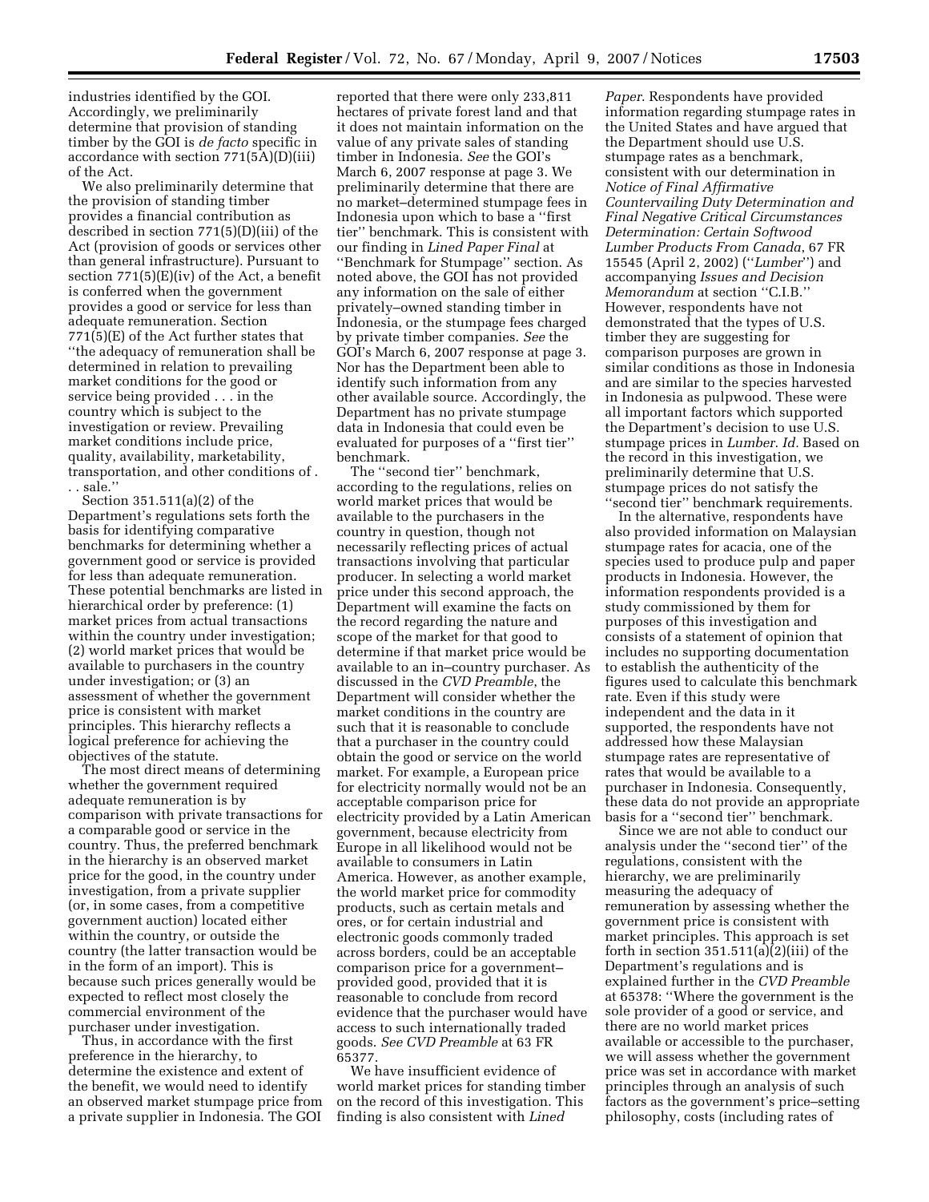industries identified by the GOI. Accordingly, we preliminarily determine that provision of standing timber by the GOI is *de facto* specific in accordance with section 771(5A)(D)(iii) of the Act.

We also preliminarily determine that the provision of standing timber provides a financial contribution as described in section 771(5)(D)(iii) of the Act (provision of goods or services other than general infrastructure). Pursuant to section 771(5)(E)(iv) of the Act, a benefit is conferred when the government provides a good or service for less than adequate remuneration. Section 771(5)(E) of the Act further states that ''the adequacy of remuneration shall be determined in relation to prevailing market conditions for the good or service being provided . . . in the country which is subject to the investigation or review. Prevailing market conditions include price, quality, availability, marketability, transportation, and other conditions of . . . sale.''

Section 351.511(a)(2) of the Department's regulations sets forth the basis for identifying comparative benchmarks for determining whether a government good or service is provided for less than adequate remuneration. These potential benchmarks are listed in hierarchical order by preference: (1) market prices from actual transactions within the country under investigation; (2) world market prices that would be available to purchasers in the country under investigation; or (3) an assessment of whether the government price is consistent with market principles. This hierarchy reflects a logical preference for achieving the objectives of the statute.

The most direct means of determining whether the government required adequate remuneration is by comparison with private transactions for a comparable good or service in the country. Thus, the preferred benchmark in the hierarchy is an observed market price for the good, in the country under investigation, from a private supplier (or, in some cases, from a competitive government auction) located either within the country, or outside the country (the latter transaction would be in the form of an import). This is because such prices generally would be expected to reflect most closely the commercial environment of the purchaser under investigation.

Thus, in accordance with the first preference in the hierarchy, to determine the existence and extent of the benefit, we would need to identify an observed market stumpage price from a private supplier in Indonesia. The GOI reported that there were only 233,811 hectares of private forest land and that it does not maintain information on the value of any private sales of standing timber in Indonesia. *See* the GOI's March 6, 2007 response at page 3. We preliminarily determine that there are no market–determined stumpage fees in Indonesia upon which to base a ''first tier'' benchmark. This is consistent with our finding in *Lined Paper Final* at ''Benchmark for Stumpage'' section. As noted above, the GOI has not provided any information on the sale of either privately–owned standing timber in Indonesia, or the stumpage fees charged by private timber companies. *See* the GOI's March 6, 2007 response at page 3. Nor has the Department been able to identify such information from any other available source. Accordingly, the Department has no private stumpage data in Indonesia that could even be evaluated for purposes of a ''first tier'' benchmark.

The ''second tier'' benchmark, according to the regulations, relies on world market prices that would be available to the purchasers in the country in question, though not necessarily reflecting prices of actual transactions involving that particular producer. In selecting a world market price under this second approach, the Department will examine the facts on the record regarding the nature and scope of the market for that good to determine if that market price would be available to an in–country purchaser. As discussed in the *CVD Preamble*, the Department will consider whether the market conditions in the country are such that it is reasonable to conclude that a purchaser in the country could obtain the good or service on the world market. For example, a European price for electricity normally would not be an acceptable comparison price for electricity provided by a Latin American government, because electricity from Europe in all likelihood would not be available to consumers in Latin America. However, as another example, the world market price for commodity products, such as certain metals and ores, or for certain industrial and electronic goods commonly traded across borders, could be an acceptable comparison price for a government–provided good, provided that it is reasonable to conclude from record evidence that the purchaser would have access to such internationally traded goods. *See CVD Preamble* at 63 FR 65377.

We have insufficient evidence of world market prices for standing timber on the record of this investigation. This finding is also consistent with *Lined Paper*. Respondents have provided information regarding stumpage rates in the United States and have argued that the Department should use U.S. stumpage rates as a benchmark, consistent with our determination in *Notice of Final Affirmative Countervailing Duty Determination and Final Negative Critical Circumstances Determination: Certain Softwood Lumber Products From Canada*, 67 FR 15545 (April 2, 2002) (''*Lumber*'') and accompanying *Issues and Decision Memorandum* at section ''C.I.B.'' However, respondents have not demonstrated that the types of U.S. timber they are suggesting for comparison purposes are grown in similar conditions as those in Indonesia and are similar to the species harvested in Indonesia as pulpwood. These were all important factors which supported the Department's decision to use U.S. stumpage prices in *Lumber*. *Id.* Based on the record in this investigation, we preliminarily determine that U.S. stumpage prices do not satisfy the ''second tier'' benchmark requirements.

In the alternative, respondents have also provided information on Malaysian stumpage rates for acacia, one of the species used to produce pulp and paper products in Indonesia. However, the information respondents provided is a study commissioned by them for purposes of this investigation and consists of a statement of opinion that includes no supporting documentation to establish the authenticity of the figures used to calculate this benchmark rate. Even if this study were independent and the data in it supported, the respondents have not addressed how these Malaysian stumpage rates are representative of rates that would be available to a purchaser in Indonesia. Consequently, these data do not provide an appropriate basis for a ''second tier'' benchmark.

Since we are not able to conduct our analysis under the ''second tier'' of the regulations, consistent with the hierarchy, we are preliminarily measuring the adequacy of remuneration by assessing whether the government price is consistent with market principles. This approach is set forth in section 351.511(a)(2)(iii) of the Department's regulations and is explained further in the *CVD Preamble* at 65378: ''Where the government is the sole provider of a good or service, and there are no world market prices available or accessible to the purchaser, we will assess whether the government price was set in accordance with market principles through an analysis of such factors as the government's price–setting philosophy, costs (including rates of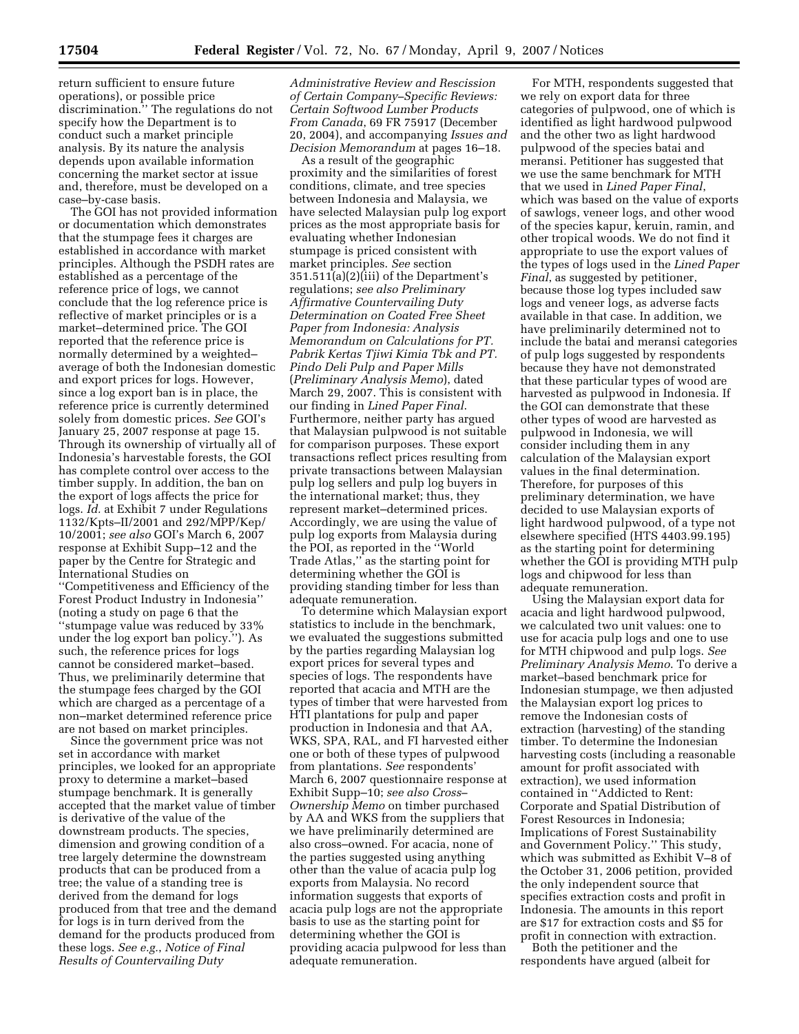return sufficient to ensure future operations), or possible price discrimination.'' The regulations do not specify how the Department is to conduct such a market principle analysis. By its nature the analysis depends upon available information concerning the market sector at issue and, therefore, must be developed on a case–by-case basis.

The GOI has not provided information or documentation which demonstrates that the stumpage fees it charges are established in accordance with market principles. Although the PSDH rates are established as a percentage of the reference price of logs, we cannot conclude that the log reference price is reflective of market principles or is a market–determined price. The GOI reported that the reference price is normally determined by a weighted–average of both the Indonesian domestic and export prices for logs. However, since a log export ban is in place, the reference price is currently determined solely from domestic prices. *See* GOI's January 25, 2007 response at page 15. Through its ownership of virtually all of Indonesia's harvestable forests, the GOI has complete control over access to the timber supply. In addition, the ban on the export of logs affects the price for logs. *Id.* at Exhibit 7 under Regulations 1132/Kpts–II/2001 and 292/MPP/Kep/10/2001; *see also* GOI's March 6, 2007 response at Exhibit Supp–12 and the paper by the Centre for Strategic and International Studies on ''Competitiveness and Efficiency of the Forest Product Industry in Indonesia'' (noting a study on page 6 that the ''stumpage value was reduced by 33% under the log export ban policy.''). As such, the reference prices for logs cannot be considered market–based. Thus, we preliminarily determine that the stumpage fees charged by the GOI which are charged as a percentage of a non–market determined reference price are not based on market principles.

Since the government price was not set in accordance with market principles, we looked for an appropriate proxy to determine a market–based stumpage benchmark. It is generally accepted that the market value of timber is derivative of the value of the downstream products. The species, dimension and growing condition of a tree largely determine the downstream products that can be produced from a tree; the value of a standing tree is derived from the demand for logs produced from that tree and the demand for logs is in turn derived from the demand for the products produced from these logs. *See e.g., Notice of Final Results of Countervailing Duty Administrative Review and Rescission of Certain Company–Specific Reviews: Certain Softwood Lumber Products From Canada*, 69 FR 75917 (December 20, 2004), and accompanying *Issues and Decision Memorandum* at pages 16–18.

As a result of the geographic proximity and the similarities of forest conditions, climate, and tree species between Indonesia and Malaysia, we have selected Malaysian pulp log export prices as the most appropriate basis for evaluating whether Indonesian stumpage is priced consistent with market principles. *See* section 351.511(a)(2)(iii) of the Department's regulations; *see also Preliminary Affirmative Countervailing Duty Determination on Coated Free Sheet Paper from Indonesia: Analysis Memorandum on Calculations for PT. Pabrik Kertas Tjiwi Kimia Tbk and PT. Pindo Deli Pulp and Paper Mills* (*Preliminary Analysis Memo*), dated March 29, 2007. This is consistent with our finding in *Lined Paper Final*. Furthermore, neither party has argued that Malaysian pulpwood is not suitable for comparison purposes. These export transactions reflect prices resulting from private transactions between Malaysian pulp log sellers and pulp log buyers in the international market; thus, they represent market–determined prices. Accordingly, we are using the value of pulp log exports from Malaysia during the POI, as reported in the ''World Trade Atlas,'' as the starting point for determining whether the GOI is providing standing timber for less than adequate remuneration.

To determine which Malaysian export statistics to include in the benchmark, we evaluated the suggestions submitted by the parties regarding Malaysian log export prices for several types and species of logs. The respondents have reported that acacia and MTH are the types of timber that were harvested from HTI plantations for pulp and paper production in Indonesia and that AA, WKS, SPA, RAL, and FI harvested either one or both of these types of pulpwood from plantations. *See* respondents' March 6, 2007 questionnaire response at Exhibit Supp–10; *see also Cross–Ownership Memo* on timber purchased by AA and WKS from the suppliers that we have preliminarily determined are also cross–owned. For acacia, none of the parties suggested using anything other than the value of acacia pulp log exports from Malaysia. No record information suggests that exports of acacia pulp logs are not the appropriate basis to use as the starting point for determining whether the GOI is providing acacia pulpwood for less than adequate remuneration.

For MTH, respondents suggested that we rely on export data for three categories of pulpwood, one of which is identified as light hardwood pulpwood and the other two as light hardwood pulpwood of the species batai and meranti. Petitioner has suggested that we use the same benchmark for MTH that we used in *Lined Paper Final*, which was based on the value of exports of sawlogs, veneer logs, and other wood of the species kapur, keruin, ramin, and other tropical woods. We do not find it appropriate to use the export values of the types of logs used in the *Lined Paper Final*, as suggested by petitioner, because those log types included saw logs and veneer logs, as adverse facts available in that case. In addition, we have preliminarily determined not to include the batai and meransi categories of pulp logs suggested by respondents because they have not demonstrated that these particular types of wood are harvested as pulpwood in Indonesia. If the GOI can demonstrate that these other types of wood are harvested as pulpwood in Indonesia, we will consider including them in any calculation of the Malaysian export values in the final determination. Therefore, for purposes of this preliminary determination, we have decided to use Malaysian exports of light hardwood pulpwood, of a type not elsewhere specified (HTS 4403.99.195) as the starting point for determining whether the GOI is providing MTH pulp logs and chipwood for less than adequate remuneration.

Using the Malaysian export data for acacia and light hardwood pulpwood, we calculated two unit values: one to use for acacia pulp logs and one to use for MTH chipwood and pulp logs. *See Preliminary Analysis Memo*. To derive a market–based benchmark price for Indonesian stumpage, we then adjusted the Malaysian export log prices to remove the Indonesian costs of extraction (harvesting) of the standing timber. To determine the Indonesian harvesting costs (including a reasonable amount for profit associated with extraction), we used information contained in ''Addicted to Rent: Corporate and Spatial Distribution of Forest Resources in Indonesia; Implications of Forest Sustainability and Government Policy.'' This study, which was submitted as Exhibit V–8 of the October 31, 2006 petition, provided the only independent source that specifies extraction costs and profit in Indonesia. The amounts in this report are $17 for extraction costs and $5 for profit in connection with extraction.

Both the petitioner and the respondents have argued (albeit for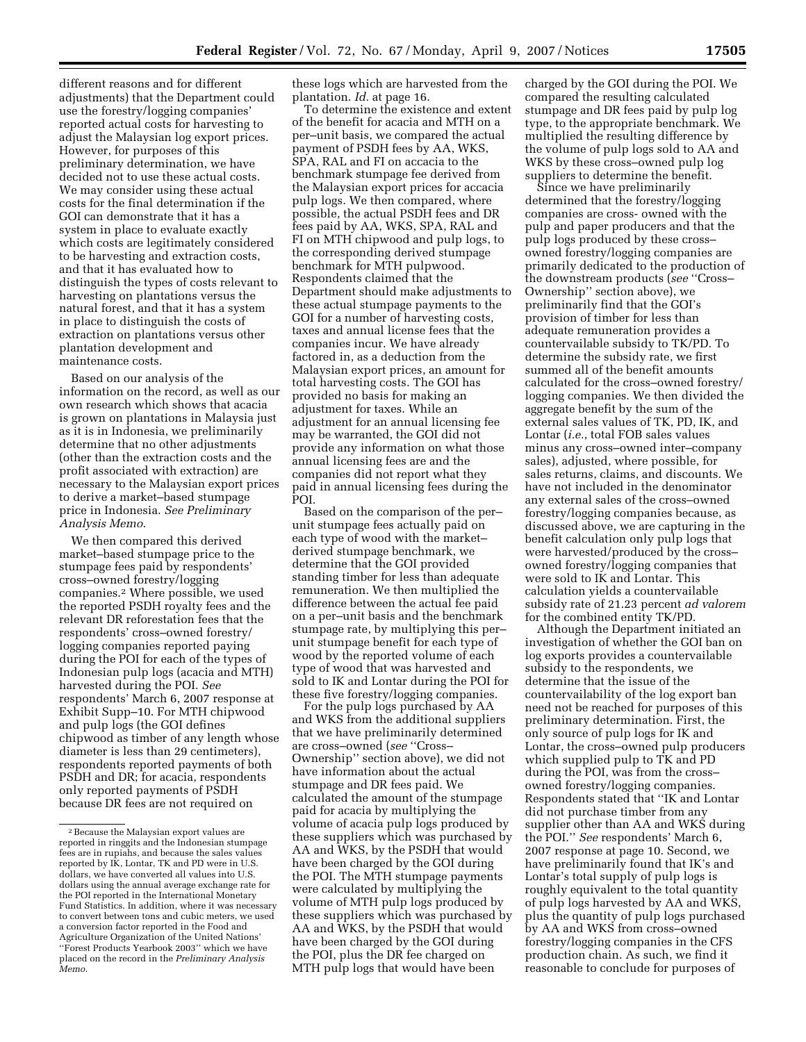different reasons and for different adjustments) that the Department could use the forestry/logging companies' reported actual costs for harvesting to adjust the Malaysian log export prices. However, for purposes of this preliminary determination, we have decided not to use these actual costs. We may consider using these actual costs for the final determination if the GOI can demonstrate that it has a system in place to evaluate exactly which costs are legitimately considered to be harvesting and extraction costs, and that it has evaluated how to distinguish the types of costs relevant to harvesting on plantations versus the natural forest, and that it has a system in place to distinguish the costs of extraction on plantations versus other plantation development and maintenance costs.

Based on our analysis of the information on the record, as well as our own research which shows that acacia is grown on plantations in Malaysia just as it is in Indonesia, we preliminarily determine that no other adjustments (other than the extraction costs and the profit associated with extraction) are necessary to the Malaysian export prices to derive a market–based stumpage price in Indonesia. *See Preliminary Analysis Memo*.

We then compared this derived market–based stumpage price to the stumpage fees paid by respondents' cross–owned forestry/logging companies.[2] Where possible, we used the reported PSDH royalty fees and the relevant DR reforestation fees that the respondents' cross–owned forestry/logging companies reported paying during the POI for each of the types of Indonesian pulp logs (acacia and MTH) harvested during the POI. *See* respondents' March 6, 2007 response at Exhibit Supp–10. For MTH chipwood and pulp logs (the GOI defines chipwood as timber of any length whose diameter is less than 29 centimeters), respondents reported payments of both PSDH and DR; for acacia, respondents only reported payments of PSDH because DR fees are not required on these logs which are harvested from the plantation. *Id.* at page 16.

To determine the existence and extent of the benefit for acacia and MTH on a per–unit basis, we compared the actual payment of PSDH fees by AA, WKS, SPA, RAL and FI on accacia to the benchmark stumpage fee derived from the Malaysian export prices for accacia pulp logs. We then compared, where possible, the actual PSDH fees and DR fees paid by AA, WKS, SPA, RAL and FI on MTH chipwood and pulp logs, to the corresponding derived stumpage benchmark for MTH pulpwood. Respondents claimed that the Department should make adjustments to these actual stumpage payments to the GOI for a number of harvesting costs, taxes and annual license fees that the companies incur. We have already factored in, as a deduction from the Malaysian export prices, an amount for total harvesting costs. The GOI has provided no basis for making an adjustment for taxes. While an adjustment for an annual licensing fee may be warranted, the GOI did not provide any information on what those annual licensing fees are and the companies did not report what they paid in annual licensing fees during the POI.

Based on the comparison of the per–unit stumpage fees actually paid on each type of wood with the market–derived stumpage benchmark, we determine that the GOI provided standing timber for less than adequate remuneration. We then multiplied the difference between the actual fee paid on a per–unit basis and the benchmark stumpage rate, by multiplying this per–unit stumpage benefit for each type of wood by the reported volume of each type of wood that was harvested and sold to IK and Lontar during the POI for these five forestry/logging companies.

For the pulp logs purchased by AA and WKS from the additional suppliers that we have preliminarily determined are cross–owned (*see* ''Cross–Ownership'' section above), we did not have information about the actual stumpage and DR fees paid. We calculated the amount of the stumpage paid for acacia by multiplying the volume of acacia pulp logs produced by these suppliers which was purchased by AA and WKS, by the PSDH that would have been charged by the GOI during the POI. The MTH stumpage payments were calculated by multiplying the volume of MTH pulp logs produced by these suppliers which was purchased by AA and WKS, by the PSDH that would have been charged by the GOI during the POI, plus the DR fee charged on MTH pulp logs that would have been charged by the GOI during the POI. We compared the resulting calculated stumpage and DR fees paid by pulp log type, to the appropriate benchmark. We multiplied the resulting difference by the volume of pulp logs sold to AA and WKS by these cross–owned pulp log suppliers to determine the benefit.

Since we have preliminarily determined that the forestry/logging companies are cross- owned with the pulp and paper producers and that the pulp logs produced by these cross–owned forestry/logging companies are primarily dedicated to the production of the downstream products (*see* ''Cross–Ownership'' section above), we preliminarily find that the GOI's provision of timber for less than adequate remuneration provides a countervailable subsidy to TK/PD. To determine the subsidy rate, we first summed all of the benefit amounts calculated for the cross–owned forestry/logging companies. We then divided the aggregate benefit by the sum of the external sales values of TK, PD, IK, and Lontar (*i.e.*, total FOB sales values minus any cross–owned inter–company sales), adjusted, where possible, for sales returns, claims, and discounts. We have not included in the denominator any external sales of the cross–owned forestry/logging companies because, as discussed above, we are capturing in the benefit calculation only pulp logs that were harvested/produced by the cross–owned forestry/logging companies that were sold to IK and Lontar. This calculation yields a countervailable subsidy rate of 21.23 percent *ad valorem* for the combined entity TK/PD.

Although the Department initiated an investigation of whether the GOI ban on log exports provides a countervailable subsidy to the respondents, we determine that the issue of the countervailability of the log export ban need not be reached for purposes of this preliminary determination. First, the only source of pulp logs for IK and Lontar, the cross–owned pulp producers which supplied pulp to TK and PD during the POI, was from the cross–owned forestry/logging companies. Respondents stated that ''IK and Lontar did not purchase timber from any supplier other than AA and WKS during the POI.'' *See* respondents' March 6, 2007 response at page 10. Second, we have preliminarily found that IK's and Lontar's total supply of pulp logs is roughly equivalent to the total quantity of pulp logs harvested by AA and WKS, plus the quantity of pulp logs purchased by AA and WKS from cross–owned forestry/logging companies in the CFS production chain. As such, we find it reasonable to conclude for purposes of

[2] Because the Malaysian export values are reported in ringgits and the Indonesian stumpage fees are in rupiahs, and because the sales values reported by IK, Lontar, TK and PD were in U.S. dollars, we have converted all values into U.S. dollars using the annual average exchange rate for the POI reported in the International Monetary Fund Statistics. In addition, where it was necessary to convert between tons and cubic meters, we used a conversion factor reported in the Food and Agriculture Organization of the United Nations' ''Forest Products Yearbook 2003'' which we have placed on the record in the *Preliminary Analysis Memo.*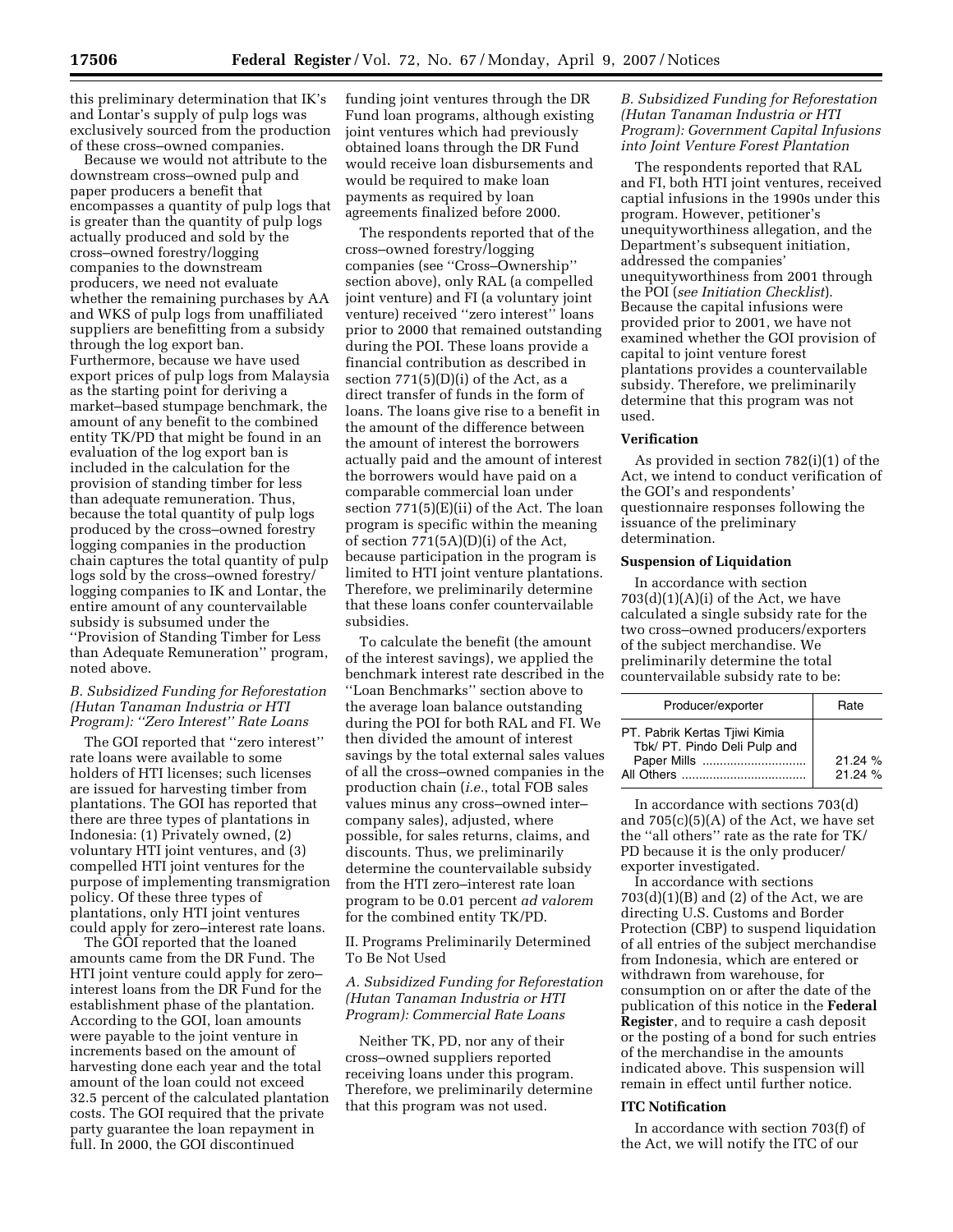this preliminary determination that IK's and Lontar's supply of pulp logs was exclusively sourced from the production of these cross–owned companies.

Because we would not attribute to the downstream cross–owned pulp and paper producers a benefit that encompasses a quantity of pulp logs that is greater than the quantity of pulp logs actually produced and sold by the cross–owned forestry/logging companies to the downstream producers, we need not evaluate whether the remaining purchases by AA and WKS of pulp logs from unaffiliated suppliers are benefitting from a subsidy through the log export ban. Furthermore, because we have used export prices of pulp logs from Malaysia as the starting point for deriving a market–based stumpage benchmark, the amount of any benefit to the combined entity TK/PD that might be found in an evaluation of the log export ban is included in the calculation for the provision of standing timber for less than adequate remuneration. Thus, because the total quantity of pulp logs produced by the cross–owned forestry logging companies in the production chain captures the total quantity of pulp logs sold by the cross–owned forestry/logging companies to IK and Lontar, the entire amount of any countervailable subsidy is subsumed under the ''Provision of Standing Timber for Less than Adequate Remuneration'' program, noted above.

*B. Subsidized Funding for Reforestation (Hutan Tanaman Industria or HTI Program): ''Zero Interest'' Rate Loans*

The GOI reported that ''zero interest'' rate loans were available to some holders of HTI licenses; such licenses are issued for harvesting timber from plantations. The GOI has reported that there are three types of plantations in Indonesia: (1) Privately owned, (2) voluntary HTI joint ventures, and (3) compelled HTI joint ventures for the purpose of implementing transmigration policy. Of these three types of plantations, only HTI joint ventures could apply for zero–interest rate loans.

The GOI reported that the loaned amounts came from the DR Fund. The HTI joint venture could apply for zero–interest loans from the DR Fund for the establishment phase of the plantation. According to the GOI, loan amounts were payable to the joint venture in increments based on the amount of harvesting done each year and the total amount of the loan could not exceed 32.5 percent of the calculated plantation costs. The GOI required that the private party guarantee the loan repayment in full. In 2000, the GOI discontinued funding joint ventures through the DR Fund loan programs, although existing joint ventures which had previously obtained loans through the DR Fund would receive loan disbursements and would be required to make loan payments as required by loan agreements finalized before 2000.

The respondents reported that of the cross–owned forestry/logging companies (see ''Cross–Ownership'' section above), only RAL (a compelled joint venture) and FI (a voluntary joint venture) received ''zero interest'' loans prior to 2000 that remained outstanding during the POI. These loans provide a financial contribution as described in section 771(5)(D)(i) of the Act, as a direct transfer of funds in the form of loans. The loans give rise to a benefit in the amount of the difference between the amount of interest the borrowers actually paid and the amount of interest the borrowers would have paid on a comparable commercial loan under section 771(5)(E)(ii) of the Act. The loan program is specific within the meaning of section 771(5A)(D)(i) of the Act, because participation in the program is limited to HTI joint venture plantations. Therefore, we preliminarily determine that these loans confer countervailable subsidies.

To calculate the benefit (the amount of the interest savings), we applied the benchmark interest rate described in the ''Loan Benchmarks'' section above to the average loan balance outstanding during the POI for both RAL and FI. We then divided the amount of interest savings by the total external sales values of all the cross–owned companies in the production chain (*i.e.*, total FOB sales values minus any cross–owned inter–company sales), adjusted, where possible, for sales returns, claims, and discounts. Thus, we preliminarily determine the countervailable subsidy from the HTI zero–interest rate loan program to be 0.01 percent *ad valorem* for the combined entity TK/PD.

II. Programs Preliminarily Determined To Be Not Used

*A. Subsidized Funding for Reforestation (Hutan Tanaman Industria or HTI Program): Commercial Rate Loans*

Neither TK, PD, nor any of their cross–owned suppliers reported receiving loans under this program. Therefore, we preliminarily determine that this program was not used.

*B. Subsidized Funding for Reforestation (Hutan Tanaman Industria or HTI Program): Government Capital Infusions into Joint Venture Forest Plantation*

The respondents reported that RAL and FI, both HTI joint ventures, received captial infusions in the 1990s under this program. However, petitioner's unequityworthiness allegation, and the Department's subsequent initiation, addressed the companies' unequityworthiness from 2001 through the POI (*see Initiation Checklist*). Because the capital infusions were provided prior to 2001, we have not examined whether the GOI provision of capital to joint venture forest plantations provides a countervailable subsidy. Therefore, we preliminarily determine that this program was not used.

**Verification**

As provided in section 782(i)(1) of the Act, we intend to conduct verification of the GOI's and respondents' questionnaire responses following the issuance of the preliminary determination.

**Suspension of Liquidation**

In accordance with section 703(d)(1)(A)(i) of the Act, we have calculated a single subsidy rate for the two cross–owned producers/exporters of the subject merchandise. We preliminarily determine the total countervailable subsidy rate to be:

| Producer/exporter | Rate |
|---|---|
| PT. Pabrik Kertas Tjiwi Kimia Tbk/ PT. Pindo Deli Pulp and Paper Mills | 21.24 % |
| All Others | 21.24 % |

In accordance with sections 703(d) and 705(c)(5)(A) of the Act, we have set the ''all others'' rate as the rate for TK/PD because it is the only producer/exporter investigated.

In accordance with sections 703(d)(1)(B) and (2) of the Act, we are directing U.S. Customs and Border Protection (CBP) to suspend liquidation of all entries of the subject merchandise from Indonesia, which are entered or withdrawn from warehouse, for consumption on or after the date of the publication of this notice in the **Federal Register**, and to require a cash deposit or the posting of a bond for such entries of the merchandise in the amounts indicated above. This suspension will remain in effect until further notice.

**ITC Notification**

In accordance with section 703(f) of the Act, we will notify the ITC of our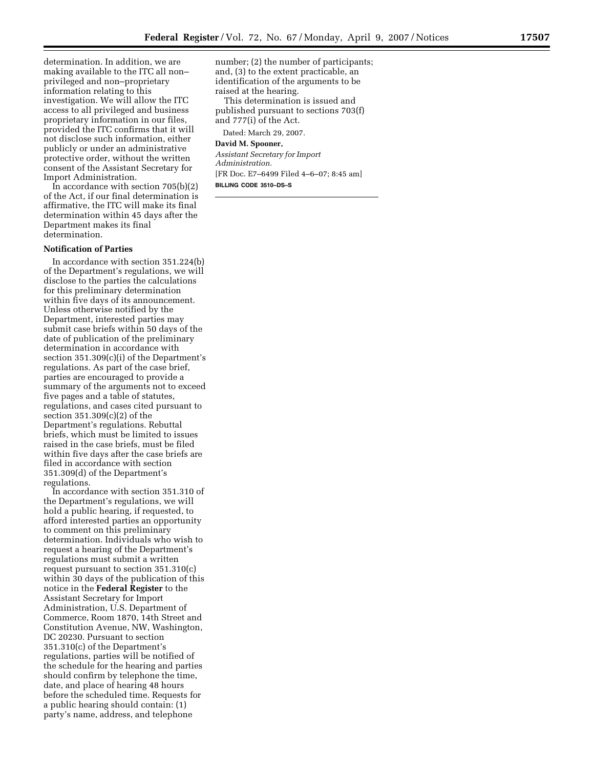determination. In addition, we are making available to the ITC all non–privileged and non–proprietary information relating to this investigation. We will allow the ITC access to all privileged and business proprietary information in our files, provided the ITC confirms that it will not disclose such information, either publicly or under an administrative protective order, without the written consent of the Assistant Secretary for Import Administration.

In accordance with section 705(b)(2) of the Act, if our final determination is affirmative, the ITC will make its final determination within 45 days after the Department makes its final determination.

**Notification of Parties**

In accordance with section 351.224(b) of the Department's regulations, we will disclose to the parties the calculations for this preliminary determination within five days of its announcement. Unless otherwise notified by the Department, interested parties may submit case briefs within 50 days of the date of publication of the preliminary determination in accordance with section 351.309(c)(i) of the Department's regulations. As part of the case brief, parties are encouraged to provide a summary of the arguments not to exceed five pages and a table of statutes, regulations, and cases cited pursuant to section 351.309(c)(2) of the Department's regulations. Rebuttal briefs, which must be limited to issues raised in the case briefs, must be filed within five days after the case briefs are filed in accordance with section 351.309(d) of the Department's regulations.

In accordance with section 351.310 of the Department's regulations, we will hold a public hearing, if requested, to afford interested parties an opportunity to comment on this preliminary determination. Individuals who wish to request a hearing of the Department's regulations must submit a written request pursuant to section 351.310(c) within 30 days of the publication of this notice in the **Federal Register** to the Assistant Secretary for Import Administration, U.S. Department of Commerce, Room 1870, 14th Street and Constitution Avenue, NW, Washington, DC 20230. Pursuant to section 351.310(c) of the Department's regulations, parties will be notified of the schedule for the hearing and parties should confirm by telephone the time, date, and place of hearing 48 hours before the scheduled time. Requests for a public hearing should contain: (1) party's name, address, and telephone number; (2) the number of participants; and, (3) to the extent practicable, an identification of the arguments to be raised at the hearing.

This determination is issued and published pursuant to sections 703(f) and 777(i) of the Act.

Dated: March 29, 2007.

**David M. Spooner,**

*Assistant Secretary for Import Administration.*

[FR Doc. E7–6499 Filed 4–6–07; 8:45 am]

BILLING CODE 3510–DS–S